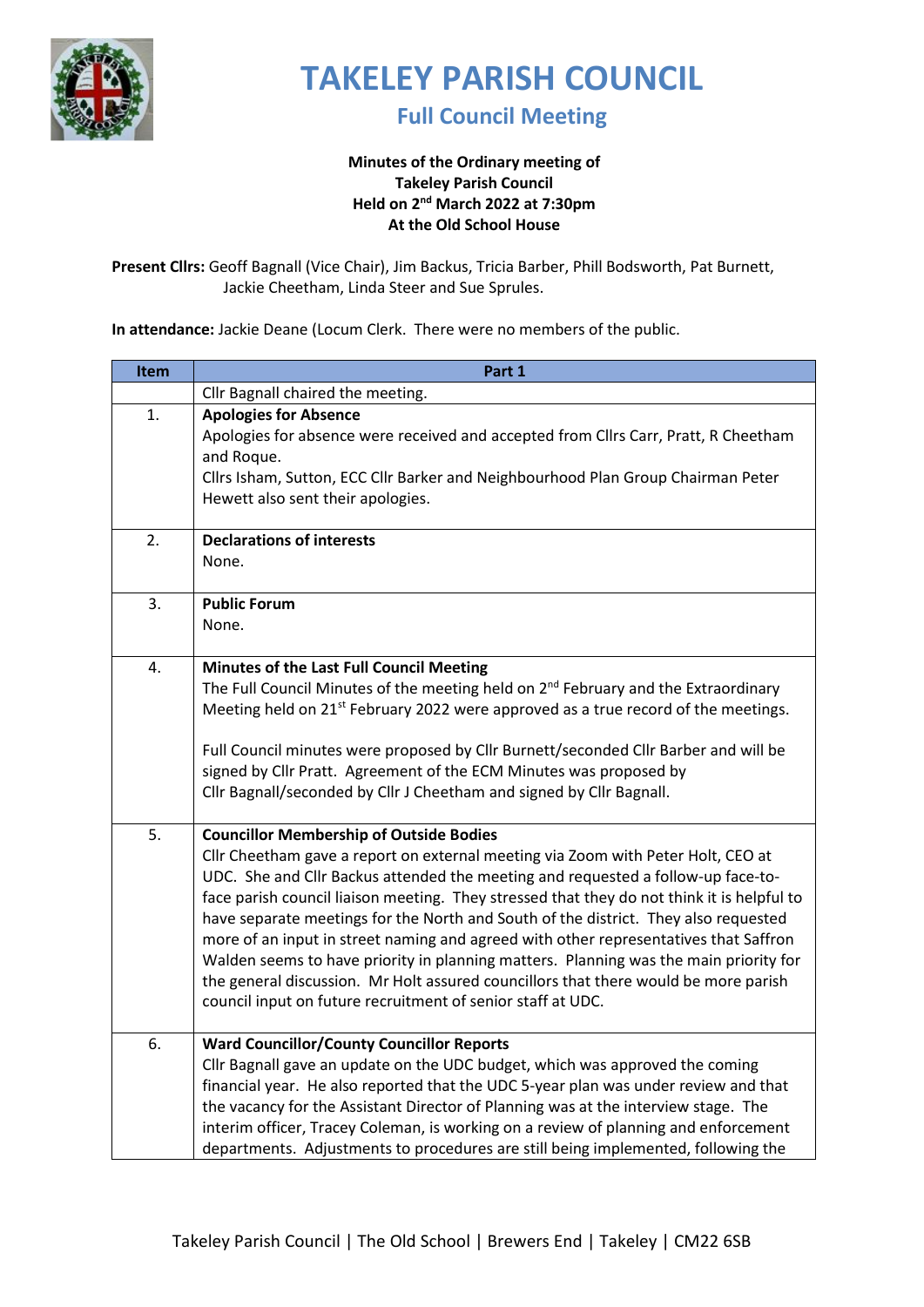# TAKELEY PARISH COUNCIL

## Full Council Meeting

**Minutes of the Ordinary meeting of**
**Takeley Parish Council**
**Held on 2nd March 2022 at 7:30pm**
**At the Old School House**

**Present Cllrs:** Geoff Bagnall (Vice Chair), Jim Backus, Tricia Barber, Phill Bodsworth, Pat Burnett, Jackie Cheetham, Linda Steer and Sue Sprules.

**In attendance:** Jackie Deane (Locum Clerk. There were no members of the public.

| Item | Part 1 |
|---|---|
| | Cllr Bagnall chaired the meeting. |
| 1. | **Apologies for Absence**<br>Apologies for absence were received and accepted from Cllrs Carr, Pratt, R Cheetham and Roque.<br>Cllrs Isham, Sutton, ECC Cllr Barker and Neighbourhood Plan Group Chairman Peter Hewett also sent their apologies. |
| 2. | **Declarations of interests**<br>None. |
| 3. | **Public Forum**<br>None. |
| 4. | **Minutes of the Last Full Council Meeting**<br>The Full Council Minutes of the meeting held on 2nd February and the Extraordinary Meeting held on 21st February 2022 were approved as a true record of the meetings.<br><br>Full Council minutes were proposed by Cllr Burnett/seconded Cllr Barber and will be signed by Cllr Pratt. Agreement of the ECM Minutes was proposed by Cllr Bagnall/seconded by Cllr J Cheetham and signed by Cllr Bagnall. |
| 5. | **Councillor Membership of Outside Bodies**<br>Cllr Cheetham gave a report on external meeting via Zoom with Peter Holt, CEO at UDC. She and Cllr Backus attended the meeting and requested a follow-up face-to-face parish council liaison meeting. They stressed that they do not think it is helpful to have separate meetings for the North and South of the district. They also requested more of an input in street naming and agreed with other representatives that Saffron Walden seems to have priority in planning matters. Planning was the main priority for the general discussion. Mr Holt assured councillors that there would be more parish council input on future recruitment of senior staff at UDC. |
| 6. | **Ward Councillor/County Councillor Reports**<br>Cllr Bagnall gave an update on the UDC budget, which was approved the coming financial year. He also reported that the UDC 5-year plan was under review and that the vacancy for the Assistant Director of Planning was at the interview stage. The interim officer, Tracey Coleman, is working on a review of planning and enforcement departments. Adjustments to procedures are still being implemented, following the |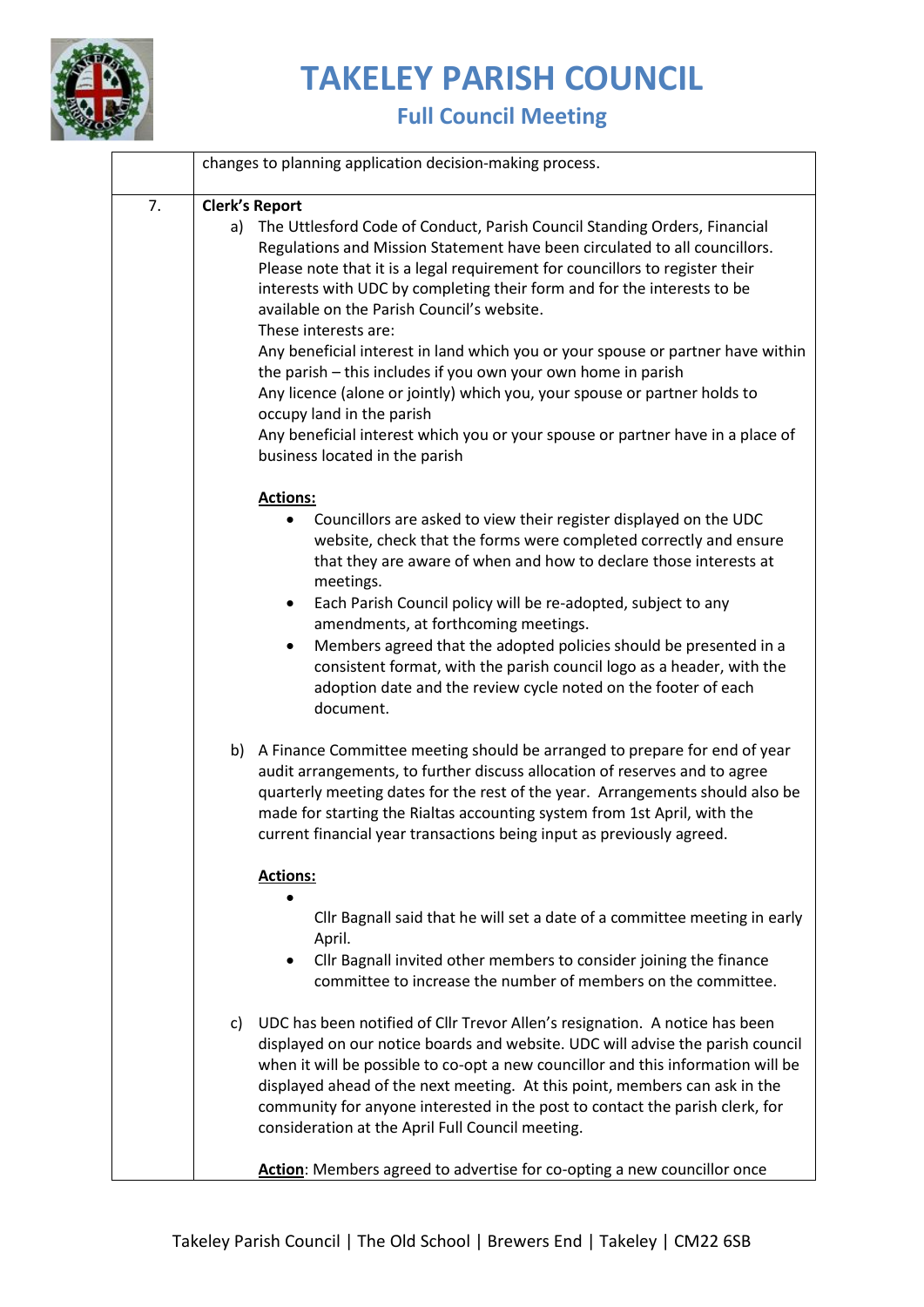| | |
|---|---|
| | changes to planning application decision-making process. |
| 7. | **Clerk's Report**<br>a) The Uttlesford Code of Conduct, Parish Council Standing Orders, Financial Regulations and Mission Statement have been circulated to all councillors. Please note that it is a legal requirement for councillors to register their interests with UDC by completing their form and for the interests to be available on the Parish Council's website.<br>These interests are:<br>Any beneficial interest in land which you or your spouse or partner have within the parish – this includes if you own your own home in parish<br>Any licence (alone or jointly) which you, your spouse or partner holds to occupy land in the parish<br>Any beneficial interest which you or your spouse or partner have in a place of business located in the parish<br><br>**Actions:**<br>• Councillors are asked to view their register displayed on the UDC website, check that the forms were completed correctly and ensure that they are aware of when and how to declare those interests at meetings.<br>• Each Parish Council policy will be re-adopted, subject to any amendments, at forthcoming meetings.<br>• Members agreed that the adopted policies should be presented in a consistent format, with the parish council logo as a header, with the adoption date and the review cycle noted on the footer of each document.<br><br>b) A Finance Committee meeting should be arranged to prepare for end of year audit arrangements, to further discuss allocation of reserves and to agree quarterly meeting dates for the rest of the year. Arrangements should also be made for starting the Rialtas accounting system from 1st April, with the current financial year transactions being input as previously agreed.<br><br>**Actions:**<br>• Cllr Bagnall said that he will set a date of a committee meeting in early April.<br>• Cllr Bagnall invited other members to consider joining the finance committee to increase the number of members on the committee.<br><br>c) UDC has been notified of Cllr Trevor Allen's resignation. A notice has been displayed on our notice boards and website. UDC will advise the parish council when it will be possible to co-opt a new councillor and this information will be displayed ahead of the next meeting. At this point, members can ask in the community for anyone interested in the post to contact the parish clerk, for consideration at the April Full Council meeting.<br><br>**Action**: Members agreed to advertise for co-opting a new councillor once |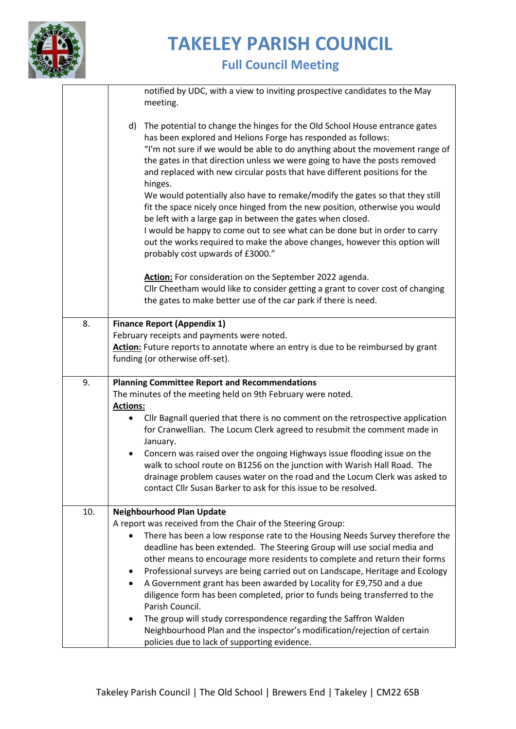| | |
|---|---|
| | notified by UDC, with a view to inviting prospective candidates to the May meeting.<br><br>d) The potential to change the hinges for the Old School House entrance gates has been explored and Helions Forge has responded as follows:<br>"I'm not sure if we would be able to do anything about the movement range of the gates in that direction unless we were going to have the posts removed and replaced with new circular posts that have different positions for the hinges.<br>We would potentially also have to remake/modify the gates so that they still fit the space nicely once hinged from the new position, otherwise you would be left with a large gap in between the gates when closed.<br>I would be happy to come out to see what can be done but in order to carry out the works required to make the above changes, however this option will probably cost upwards of £3000."<br><br>**Action:** For consideration on the September 2022 agenda.<br>Cllr Cheetham would like to consider getting a grant to cover cost of changing the gates to make better use of the car park if there is need. |
| 8. | **Finance Report (Appendix 1)**<br>February receipts and payments were noted.<br>**Action:** Future reports to annotate where an entry is due to be reimbursed by grant funding (or otherwise off-set). |
| 9. | **Planning Committee Report and Recommendations**<br>The minutes of the meeting held on 9th February were noted.<br>**Actions:**<br>• Cllr Bagnall queried that there is no comment on the retrospective application for Cranwellian. The Locum Clerk agreed to resubmit the comment made in January.<br>• Concern was raised over the ongoing Highways issue flooding issue on the walk to school route on B1256 on the junction with Warish Hall Road. The drainage problem causes water on the road and the Locum Clerk was asked to contact Cllr Susan Barker to ask for this issue to be resolved. |
| 10. | **Neighbourhood Plan Update**<br>A report was received from the Chair of the Steering Group:<br>• There has been a low response rate to the Housing Needs Survey therefore the deadline has been extended. The Steering Group will use social media and other means to encourage more residents to complete and return their forms<br>• Professional surveys are being carried out on Landscape, Heritage and Ecology<br>• A Government grant has been awarded by Locality for £9,750 and a due diligence form has been completed, prior to funds being transferred to the Parish Council.<br>• The group will study correspondence regarding the Saffron Walden Neighbourhood Plan and the inspector's modification/rejection of certain policies due to lack of supporting evidence. |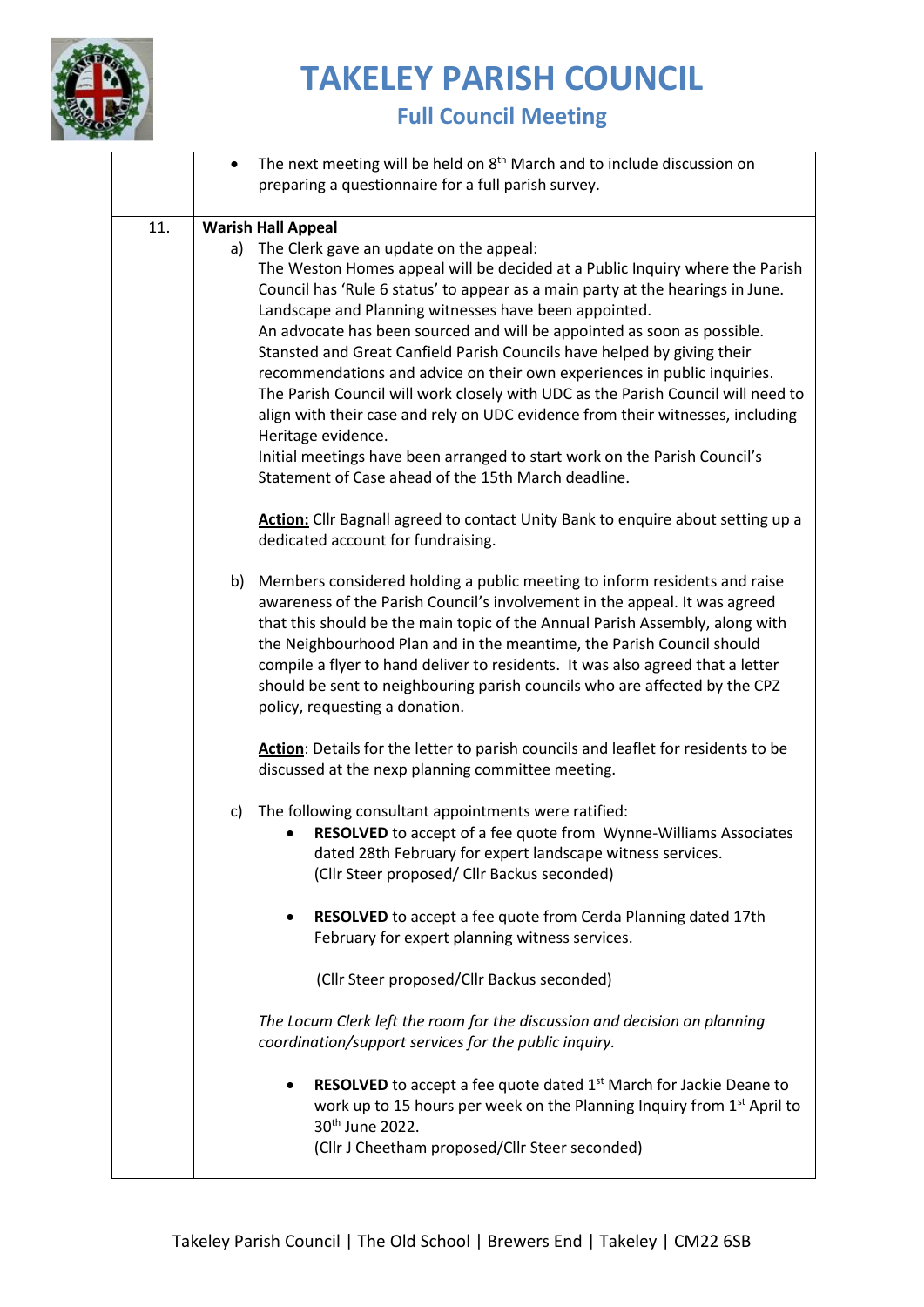| | |
|---|---|
| | • The next meeting will be held on 8th March and to include discussion on preparing a questionnaire for a full parish survey. |
| 11. | **Warish Hall Appeal**<br>a) The Clerk gave an update on the appeal:<br>The Weston Homes appeal will be decided at a Public Inquiry where the Parish Council has 'Rule 6 status' to appear as a main party at the hearings in June. Landscape and Planning witnesses have been appointed.<br>An advocate has been sourced and will be appointed as soon as possible. Stansted and Great Canfield Parish Councils have helped by giving their recommendations and advice on their own experiences in public inquiries. The Parish Council will work closely with UDC as the Parish Council will need to align with their case and rely on UDC evidence from their witnesses, including Heritage evidence.<br>Initial meetings have been arranged to start work on the Parish Council's Statement of Case ahead of the 15th March deadline.<br><br>**Action:** Cllr Bagnall agreed to contact Unity Bank to enquire about setting up a dedicated account for fundraising.<br><br>b) Members considered holding a public meeting to inform residents and raise awareness of the Parish Council's involvement in the appeal. It was agreed that this should be the main topic of the Annual Parish Assembly, along with the Neighbourhood Plan and in the meantime, the Parish Council should compile a flyer to hand deliver to residents. It was also agreed that a letter should be sent to neighbouring parish councils who are affected by the CPZ policy, requesting a donation.<br><br>**Action**: Details for the letter to parish councils and leaflet for residents to be discussed at the nexp planning committee meeting.<br><br>c) The following consultant appointments were ratified:<br>• **RESOLVED** to accept of a fee quote from Wynne-Williams Associates dated 28th February for expert landscape witness services. (Cllr Steer proposed/ Cllr Backus seconded)<br><br>• **RESOLVED** to accept a fee quote from Cerda Planning dated 17th February for expert planning witness services.<br><br>(Cllr Steer proposed/Cllr Backus seconded)<br><br>*The Locum Clerk left the room for the discussion and decision on planning coordination/support services for the public inquiry.*<br><br>• **RESOLVED** to accept a fee quote dated 1st March for Jackie Deane to work up to 15 hours per week on the Planning Inquiry from 1st April to 30th June 2022.<br>(Cllr J Cheetham proposed/Cllr Steer seconded) |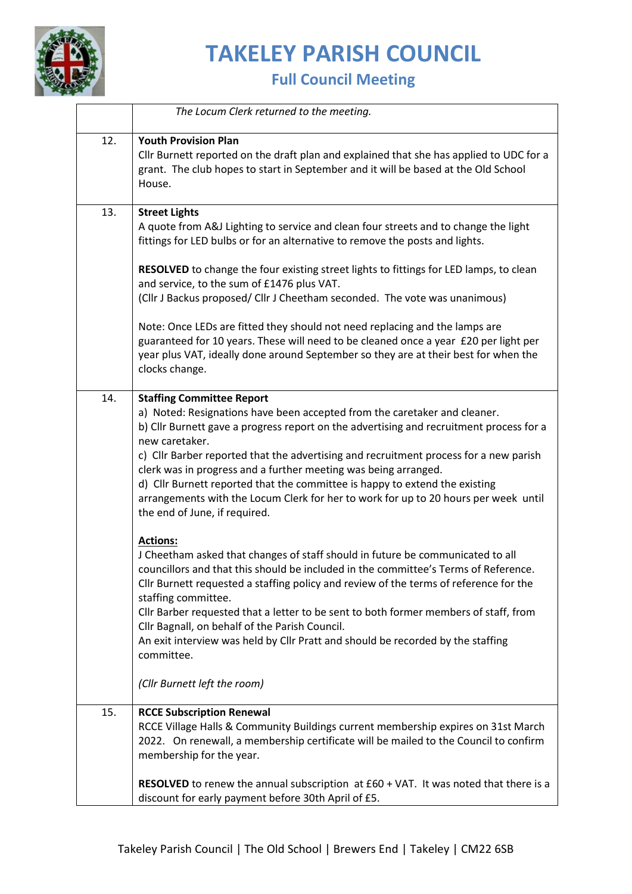# TAKELEY PARISH COUNCIL

## Full Council Meeting

| | |
|---|---|
| | *The Locum Clerk returned to the meeting.* |
| 12. | **Youth Provision Plan**<br>Cllr Burnett reported on the draft plan and explained that she has applied to UDC for a grant. The club hopes to start in September and it will be based at the Old School House. |
| 13. | **Street Lights**<br>A quote from A&J Lighting to service and clean four streets and to change the light fittings for LED bulbs or for an alternative to remove the posts and lights.<br><br>**RESOLVED** to change the four existing street lights to fittings for LED lamps, to clean and service, to the sum of £1476 plus VAT.<br>(Cllr J Backus proposed/ Cllr J Cheetham seconded. The vote was unanimous)<br><br>Note: Once LEDs are fitted they should not need replacing and the lamps are guaranteed for 10 years. These will need to be cleaned once a year £20 per light per year plus VAT, ideally done around September so they are at their best for when the clocks change. |
| 14. | **Staffing Committee Report**<br>a) Noted: Resignations have been accepted from the caretaker and cleaner.<br>b) Cllr Burnett gave a progress report on the advertising and recruitment process for a new caretaker.<br>c) Cllr Barber reported that the advertising and recruitment process for a new parish clerk was in progress and a further meeting was being arranged.<br>d) Cllr Burnett reported that the committee is happy to extend the existing arrangements with the Locum Clerk for her to work for up to 20 hours per week until the end of June, if required.<br><br>**Actions:**<br>J Cheetham asked that changes of staff should in future be communicated to all councillors and that this should be included in the committee's Terms of Reference.<br>Cllr Burnett requested a staffing policy and review of the terms of reference for the staffing committee.<br>Cllr Barber requested that a letter to be sent to both former members of staff, from Cllr Bagnall, on behalf of the Parish Council.<br>An exit interview was held by Cllr Pratt and should be recorded by the staffing committee.<br><br>*(Cllr Burnett left the room)* |
| 15. | **RCCE Subscription Renewal**<br>RCCE Village Halls & Community Buildings current membership expires on 31st March 2022. On renewall, a membership certificate will be mailed to the Council to confirm membership for the year.<br><br>**RESOLVED** to renew the annual subscription at £60 + VAT. It was noted that there is a discount for early payment before 30th April of £5. |

Takeley Parish Council | The Old School | Brewers End | Takeley | CM22 6SB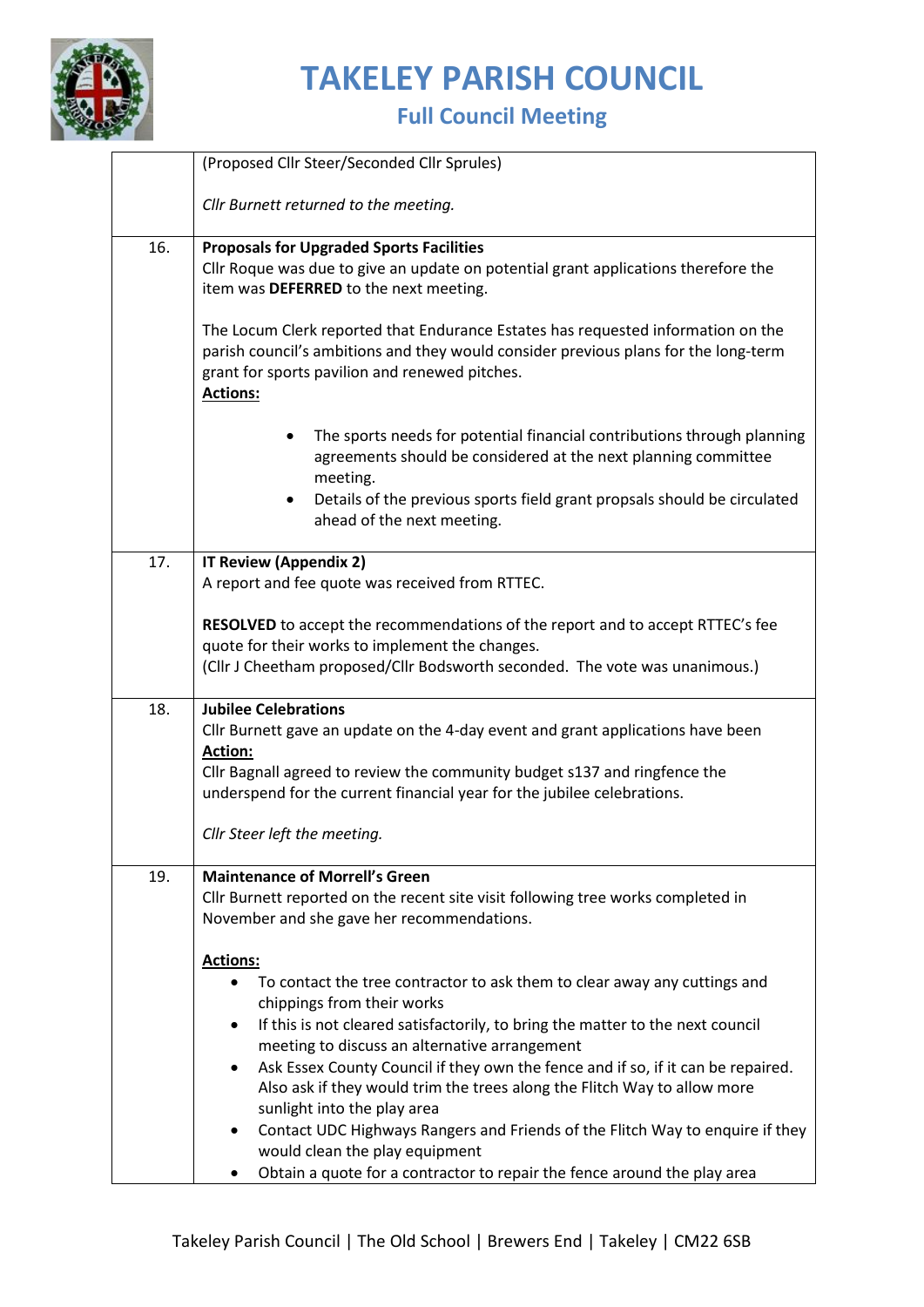| | |
|---|---|
| | (Proposed Cllr Steer/Seconded Cllr Sprules)<br><br>*Cllr Burnett returned to the meeting.* |
| 16. | **Proposals for Upgraded Sports Facilities**<br>Cllr Roque was due to give an update on potential grant applications therefore the item was **DEFERRED** to the next meeting.<br><br>The Locum Clerk reported that Endurance Estates has requested information on the parish council's ambitions and they would consider previous plans for the long-term grant for sports pavilion and renewed pitches.<br>**Actions:**<br>• The sports needs for potential financial contributions through planning agreements should be considered at the next planning committee meeting.<br>• Details of the previous sports field grant propsals should be circulated ahead of the next meeting. |
| 17. | **IT Review (Appendix 2)**<br>A report and fee quote was received from RTTEC.<br><br>**RESOLVED** to accept the recommendations of the report and to accept RTTEC's fee quote for their works to implement the changes.<br>(Cllr J Cheetham proposed/Cllr Bodsworth seconded. The vote was unanimous.) |
| 18. | **Jubilee Celebrations**<br>Cllr Burnett gave an update on the 4-day event and grant applications have been<br>**Action:**<br>Cllr Bagnall agreed to review the community budget s137 and ringfence the underspend for the current financial year for the jubilee celebrations.<br><br>*Cllr Steer left the meeting.* |
| 19. | **Maintenance of Morrell's Green**<br>Cllr Burnett reported on the recent site visit following tree works completed in November and she gave her recommendations.<br><br>**Actions:**<br>• To contact the tree contractor to ask them to clear away any cuttings and chippings from their works<br>• If this is not cleared satisfactorily, to bring the matter to the next council meeting to discuss an alternative arrangement<br>• Ask Essex County Council if they own the fence and if so, if it can be repaired. Also ask if they would trim the trees along the Flitch Way to allow more sunlight into the play area<br>• Contact UDC Highways Rangers and Friends of the Flitch Way to enquire if they would clean the play equipment<br>• Obtain a quote for a contractor to repair the fence around the play area |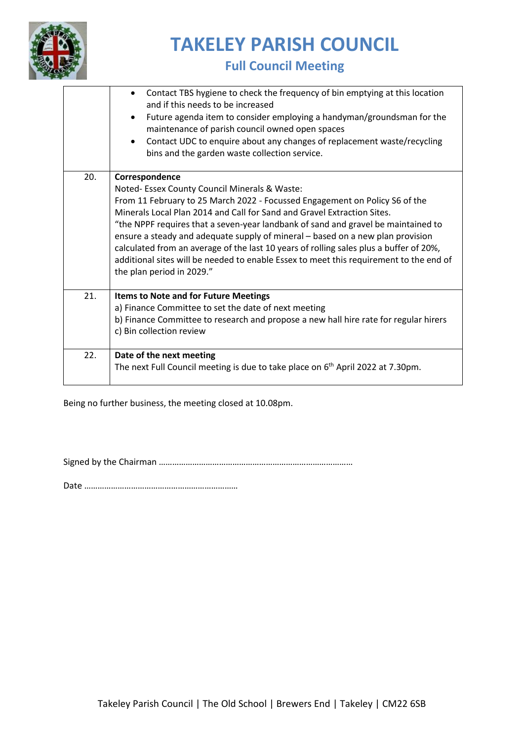| | |
|---|---|
| | • Contact TBS hygiene to check the frequency of bin emptying at this location and if this needs to be increased<br>• Future agenda item to consider employing a handyman/groundsman for the maintenance of parish council owned open spaces<br>• Contact UDC to enquire about any changes of replacement waste/recycling bins and the garden waste collection service. |
| 20. | **Correspondence**<br>Noted- Essex County Council Minerals & Waste:<br>From 11 February to 25 March 2022 - Focussed Engagement on Policy S6 of the Minerals Local Plan 2014 and Call for Sand and Gravel Extraction Sites.<br>"the NPPF requires that a seven-year landbank of sand and gravel be maintained to ensure a steady and adequate supply of mineral – based on a new plan provision calculated from an average of the last 10 years of rolling sales plus a buffer of 20%, additional sites will be needed to enable Essex to meet this requirement to the end of the plan period in 2029." |
| 21. | **Items to Note and for Future Meetings**<br>a) Finance Committee to set the date of next meeting<br>b) Finance Committee to research and propose a new hall hire rate for regular hirers<br>c) Bin collection review |
| 22. | **Date of the next meeting**<br>The next Full Council meeting is due to take place on 6th April 2022 at 7.30pm. |

Being no further business, the meeting closed at 10.08pm.

Signed by the Chairman …………………………………………………………………………

Date ……………………………………………………………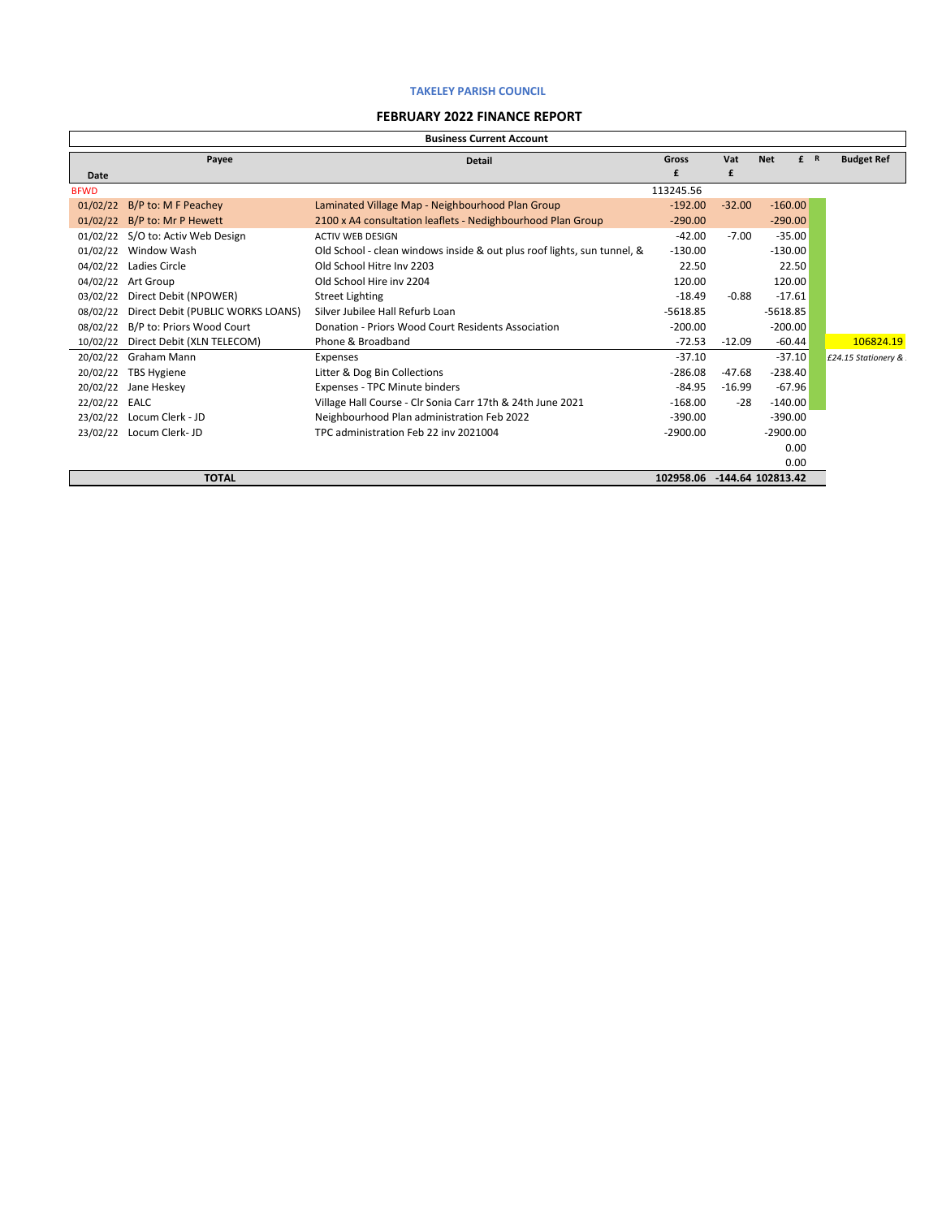### TAKELEY PARISH COUNCIL

## FEBRUARY 2022 FINANCE REPORT

**Business Current Account**

| Date | Payee | Detail | Gross £ | Vat £ | Net £ | R | Budget Ref |
|---|---|---|---|---|---|---|---|
| BFWD | | | 113245.56 | | | | |
| 01/02/22 | B/P to: M F Peachey | Laminated Village Map - Neighbourhood Plan Group | -192.00 | -32.00 | -160.00 | | |
| 01/02/22 | B/P to: Mr P Hewett | 2100 x A4 consultation leaflets - Nedighbourhood Plan Group | -290.00 | | -290.00 | | |
| 01/02/22 | S/O to: Activ Web Design | ACTIV WEB DESIGN | -42.00 | -7.00 | -35.00 | | |
| 01/02/22 | Window Wash | Old School - clean windows inside & out plus roof lights, sun tunnel, & | -130.00 | | -130.00 | | |
| 04/02/22 | Ladies Circle | Old School Hitre Inv 2203 | 22.50 | | 22.50 | | |
| 04/02/22 | Art Group | Old School Hire inv 2204 | 120.00 | | 120.00 | | |
| 03/02/22 | Direct Debit (NPOWER) | Street Lighting | -18.49 | -0.88 | -17.61 | | |
| 08/02/22 | Direct Debit (PUBLIC WORKS LOANS) | Silver Jubilee Hall Refurb Loan | -5618.85 | | -5618.85 | | |
| 08/02/22 | B/P to: Priors Wood Court | Donation - Priors Wood Court Residents Association | -200.00 | | -200.00 | | |
| 10/02/22 | Direct Debit (XLN TELECOM) | Phone & Broadband | -72.53 | -12.09 | -60.44 | | 106824.19 |
| 20/02/22 | Graham Mann | Expenses | -37.10 | | -37.10 | | *£24.15 Stationery &* |
| 20/02/22 | TBS Hygiene | Litter & Dog Bin Collections | -286.08 | -47.68 | -238.40 | | |
| 20/02/22 | Jane Heskey | Expenses - TPC Minute binders | -84.95 | -16.99 | -67.96 | | |
| 22/02/22 | EALC | Village Hall Course - Clr Sonia Carr 17th & 24th June 2021 | -168.00 | -28 | -140.00 | | |
| 23/02/22 | Locum Clerk - JD | Neighbourhood Plan administration Feb 2022 | -390.00 | | -390.00 | | |
| 23/02/22 | Locum Clerk- JD | TPC administration Feb 22 inv 2021004 | -2900.00 | | -2900.00 | | |
| | | | | | 0.00 | | |
| | | | | | 0.00 | | |
| **TOTAL** | | | **102958.06** | **-144.64** | **102813.42** | | |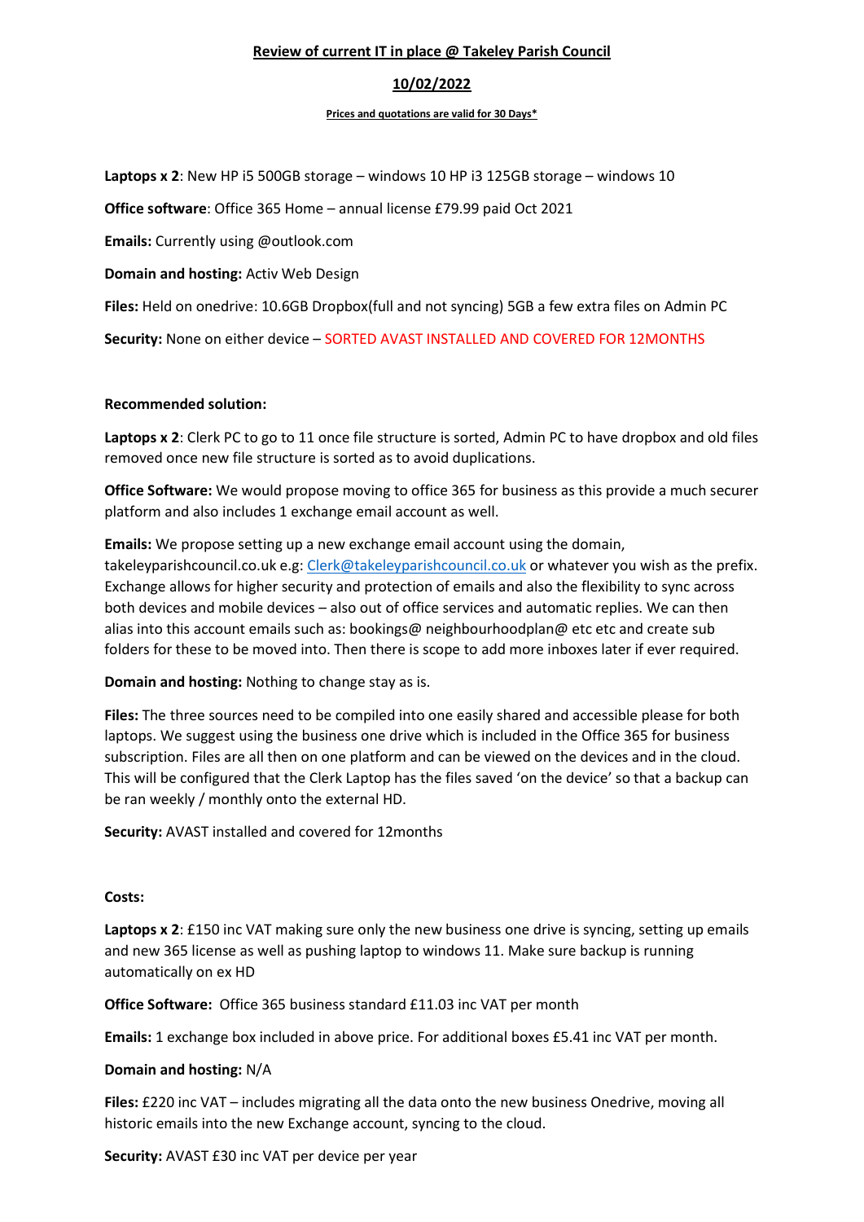**Review of current IT in place @ Takeley Parish Council**

**10/02/2022**

**Prices and quotations are valid for 30 Days***

**Laptops x 2**: New HP i5 500GB storage – windows 10 HP i3 125GB storage – windows 10

**Office software**: Office 365 Home – annual license £79.99 paid Oct 2021

**Emails:** Currently using @outlook.com

**Domain and hosting:** Activ Web Design

**Files:** Held on onedrive: 10.6GB Dropbox(full and not syncing) 5GB a few extra files on Admin PC

**Security:** None on either device – SORTED AVAST INSTALLED AND COVERED FOR 12MONTHS

**Recommended solution:**

**Laptops x 2**: Clerk PC to go to 11 once file structure is sorted, Admin PC to have dropbox and old files removed once new file structure is sorted as to avoid duplications.

**Office Software:** We would propose moving to office 365 for business as this provide a much securer platform and also includes 1 exchange email account as well.

**Emails:** We propose setting up a new exchange email account using the domain, takeleyparishcouncil.co.uk e.g: Clerk@takeleyparishcouncil.co.uk or whatever you wish as the prefix. Exchange allows for higher security and protection of emails and also the flexibility to sync across both devices and mobile devices – also out of office services and automatic replies. We can then alias into this account emails such as: bookings@ neighbourhoodplan@ etc etc and create sub folders for these to be moved into. Then there is scope to add more inboxes later if ever required.

**Domain and hosting:** Nothing to change stay as is.

**Files:** The three sources need to be compiled into one easily shared and accessible please for both laptops. We suggest using the business one drive which is included in the Office 365 for business subscription. Files are all then on one platform and can be viewed on the devices and in the cloud. This will be configured that the Clerk Laptop has the files saved 'on the device' so that a backup can be ran weekly / monthly onto the external HD.

**Security:** AVAST installed and covered for 12months

**Costs:**

**Laptops x 2**: £150 inc VAT making sure only the new business one drive is syncing, setting up emails and new 365 license as well as pushing laptop to windows 11. Make sure backup is running automatically on ex HD

**Office Software:** Office 365 business standard £11.03 inc VAT per month

**Emails:** 1 exchange box included in above price. For additional boxes £5.41 inc VAT per month.

**Domain and hosting:** N/A

**Files:** £220 inc VAT – includes migrating all the data onto the new business Onedrive, moving all historic emails into the new Exchange account, syncing to the cloud.

**Security:** AVAST £30 inc VAT per device per year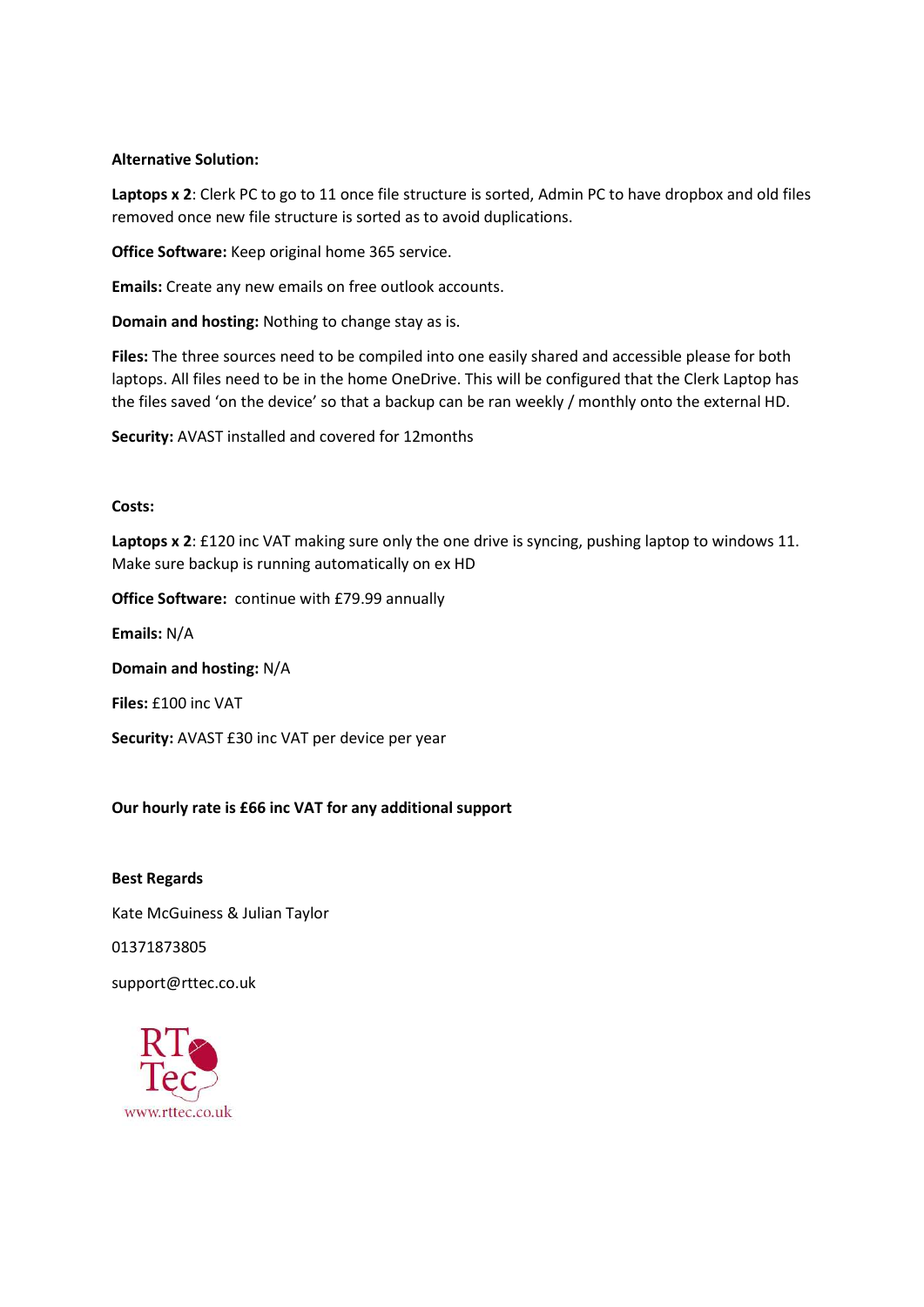**Alternative Solution:**

**Laptops x 2**: Clerk PC to go to 11 once file structure is sorted, Admin PC to have dropbox and old files removed once new file structure is sorted as to avoid duplications.

**Office Software:** Keep original home 365 service.

**Emails:** Create any new emails on free outlook accounts.

**Domain and hosting:** Nothing to change stay as is.

**Files:** The three sources need to be compiled into one easily shared and accessible please for both laptops. All files need to be in the home OneDrive. This will be configured that the Clerk Laptop has the files saved 'on the device' so that a backup can be ran weekly / monthly onto the external HD.

**Security:** AVAST installed and covered for 12months

**Costs:**

**Laptops x 2**: £120 inc VAT making sure only the one drive is syncing, pushing laptop to windows 11. Make sure backup is running automatically on ex HD

**Office Software:** continue with £79.99 annually

**Emails:** N/A

**Domain and hosting:** N/A

**Files:** £100 inc VAT

**Security:** AVAST £30 inc VAT per device per year

**Our hourly rate is £66 inc VAT for any additional support**

**Best Regards**

Kate McGuiness & Julian Taylor

01371873805

support@rttec.co.uk

RT Tec
www.rttec.co.uk